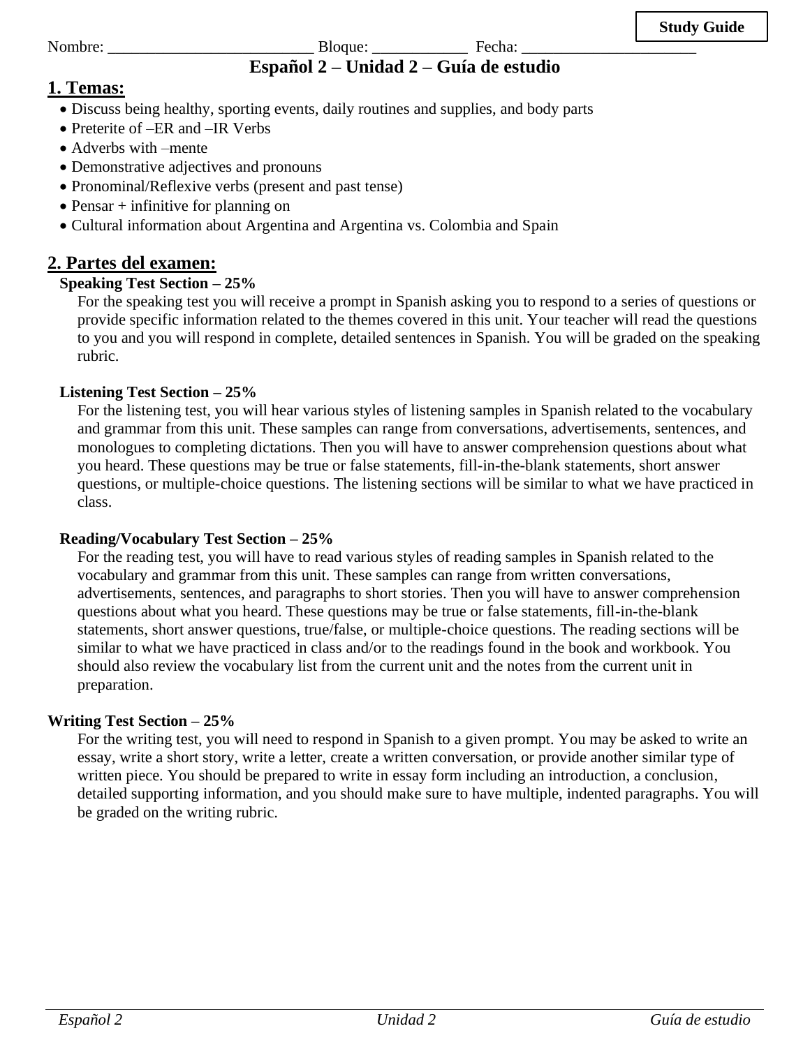Study Guide

Nombre: __________________________ Bloque: ____________ Fecha: ______________________

# Español 2 – Unidad 2 – Guía de estudio

## 1. Temas:

- Discuss being healthy, sporting events, daily routines and supplies, and body parts
- Preterite of –ER and –IR Verbs
- Adverbs with –mente
- Demonstrative adjectives and pronouns
- Pronominal/Reflexive verbs (present and past tense)
- Pensar + infinitive for planning on
- Cultural information about Argentina and Argentina vs. Colombia and Spain

## 2. Partes del examen:

**Speaking Test Section – 25%**

For the speaking test you will receive a prompt in Spanish asking you to respond to a series of questions or provide specific information related to the themes covered in this unit. Your teacher will read the questions to you and you will respond in complete, detailed sentences in Spanish. You will be graded on the speaking rubric.

**Listening Test Section – 25%**

For the listening test, you will hear various styles of listening samples in Spanish related to the vocabulary and grammar from this unit. These samples can range from conversations, advertisements, sentences, and monologues to completing dictations. Then you will have to answer comprehension questions about what you heard. These questions may be true or false statements, fill-in-the-blank statements, short answer questions, or multiple-choice questions. The listening sections will be similar to what we have practiced in class.

**Reading/Vocabulary Test Section – 25%**

For the reading test, you will have to read various styles of reading samples in Spanish related to the vocabulary and grammar from this unit. These samples can range from written conversations, advertisements, sentences, and paragraphs to short stories. Then you will have to answer comprehension questions about what you heard. These questions may be true or false statements, fill-in-the-blank statements, short answer questions, true/false, or multiple-choice questions. The reading sections will be similar to what we have practiced in class and/or to the readings found in the book and workbook. You should also review the vocabulary list from the current unit and the notes from the current unit in preparation.

**Writing Test Section – 25%**

For the writing test, you will need to respond in Spanish to a given prompt. You may be asked to write an essay, write a short story, write a letter, create a written conversation, or provide another similar type of written piece. You should be prepared to write in essay form including an introduction, a conclusion, detailed supporting information, and you should make sure to have multiple, indented paragraphs. You will be graded on the writing rubric.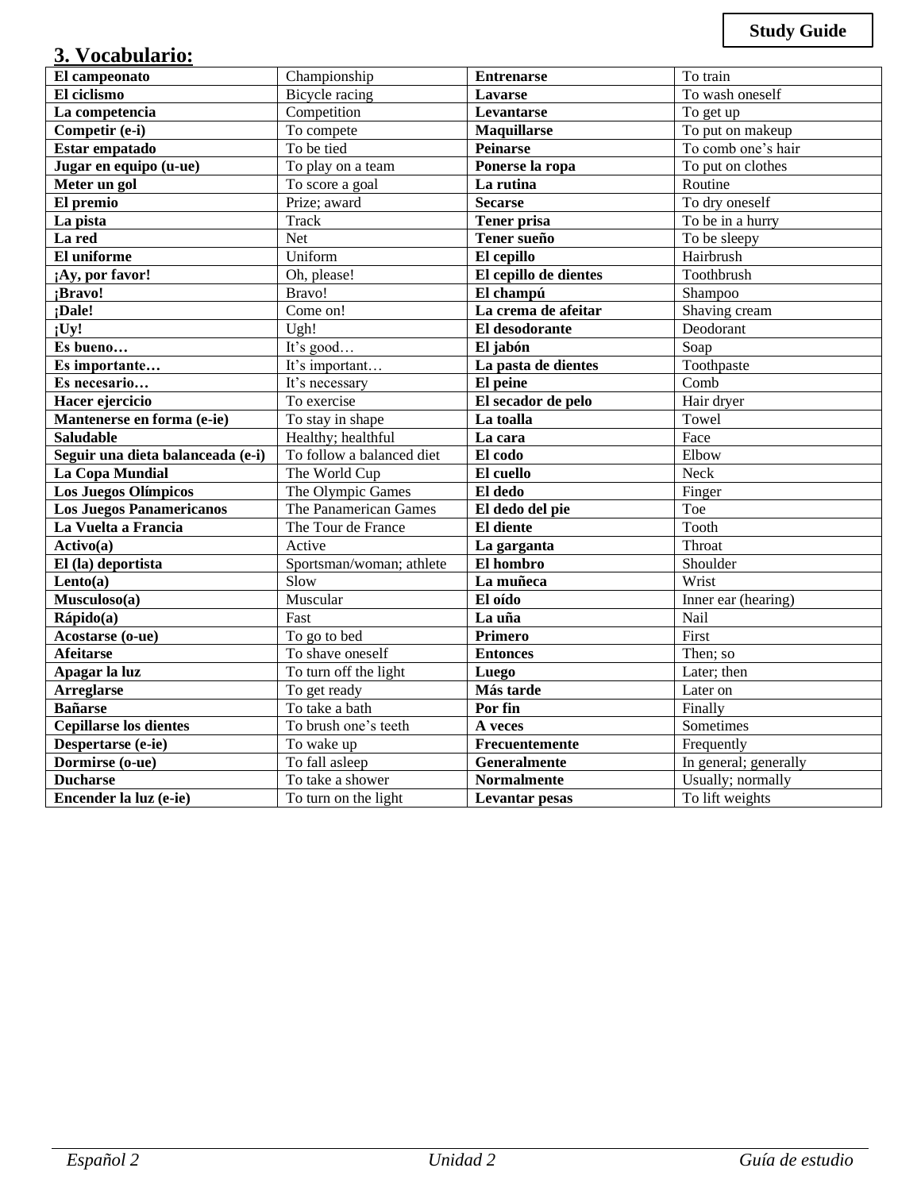## 3. Vocabulario:

| El campeonato | Championship | Entrenarse | To train |
|---|---|---|---|
| El ciclismo | Bicycle racing | Lavarse | To wash oneself |
| La competencia | Competition | Levantarse | To get up |
| Competir (e-i) | To compete | Maquillarse | To put on makeup |
| Estar empatado | To be tied | Peinarse | To comb one's hair |
| Jugar en equipo (u-ue) | To play on a team | Ponerse la ropa | To put on clothes |
| Meter un gol | To score a goal | La rutina | Routine |
| El premio | Prize; award | Secarse | To dry oneself |
| La pista | Track | Tener prisa | To be in a hurry |
| La red | Net | Tener sueño | To be sleepy |
| El uniforme | Uniform | El cepillo | Hairbrush |
| ¡Ay, por favor! | Oh, please! | El cepillo de dientes | Toothbrush |
| ¡Bravo! | Bravo! | El champú | Shampoo |
| ¡Dale! | Come on! | La crema de afeitar | Shaving cream |
| ¡Uy! | Ugh! | El desodorante | Deodorant |
| Es bueno… | It's good… | El jabón | Soap |
| Es importante… | It's important… | La pasta de dientes | Toothpaste |
| Es necesario… | It's necessary | El peine | Comb |
| Hacer ejercicio | To exercise | El secador de pelo | Hair dryer |
| Mantenerse en forma (e-ie) | To stay in shape | La toalla | Towel |
| Saludable | Healthy; healthful | La cara | Face |
| Seguir una dieta balanceada (e-i) | To follow a balanced diet | El codo | Elbow |
| La Copa Mundial | The World Cup | El cuello | Neck |
| Los Juegos Olímpicos | The Olympic Games | El dedo | Finger |
| Los Juegos Panamericanos | The Panamerican Games | El dedo del pie | Toe |
| La Vuelta a Francia | The Tour de France | El diente | Tooth |
| Activo(a) | Active | La garganta | Throat |
| El (la) deportista | Sportsman/woman; athlete | El hombro | Shoulder |
| Lento(a) | Slow | La muñeca | Wrist |
| Musculoso(a) | Muscular | El oído | Inner ear (hearing) |
| Rápido(a) | Fast | La uña | Nail |
| Acostarse (o-ue) | To go to bed | Primero | First |
| Afeitarse | To shave oneself | Entonces | Then; so |
| Apagar la luz | To turn off the light | Luego | Later; then |
| Arreglarse | To get ready | Más tarde | Later on |
| Bañarse | To take a bath | Por fin | Finally |
| Cepillarse los dientes | To brush one's teeth | A veces | Sometimes |
| Despertarse (e-ie) | To wake up | Frecuentemente | Frequently |
| Dormirse (o-ue) | To fall asleep | Generalmente | In general; generally |
| Ducharse | To take a shower | Normalmente | Usually; normally |
| Encender la luz (e-ie) | To turn on the light | Levantar pesas | To lift weights |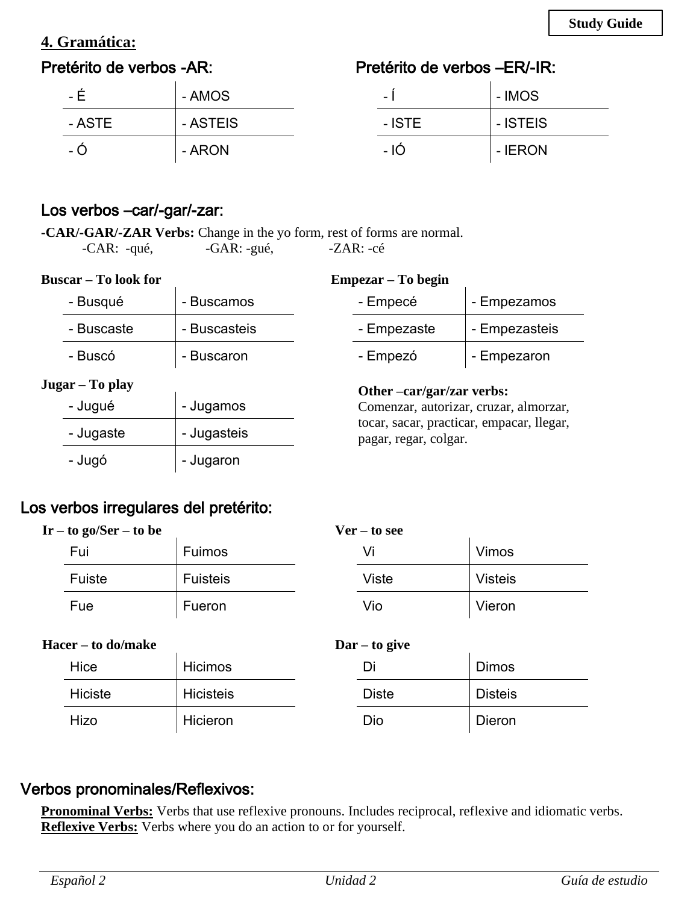Study Guide

## 4. Gramática:

### Pretérito de verbos -AR:

| | |
|---|---|
| - É | - AMOS |
| - ASTE | - ASTEIS |
| - Ó | - ARON |

### Pretérito de verbos –ER/-IR:

| | |
|---|---|
| - Í | - IMOS |
| - ISTE | - ISTEIS |
| - IÓ | - IERON |

### Los verbos –car/-gar/-zar:

-**CAR/-GAR/-ZAR Verbs:** Change in the yo form, rest of forms are normal.
-CAR: -qué, -GAR: -gué, -ZAR: -cé

**Buscar – To look for**

| | |
|---|---|
| - Busqué | - Buscamos |
| - Buscaste | - Buscasteis |
| - Buscó | - Buscaron |

**Empezar – To begin**

| | |
|---|---|
| - Empecé | - Empezamos |
| - Empezaste | - Empezasteis |
| - Empezó | - Empezaron |

**Jugar – To play**

| | |
|---|---|
| - Jugué | - Jugamos |
| - Jugaste | - Jugasteis |
| - Jugó | - Jugaron |

**Other –car/gar/zar verbs:**
Comenzar, autorizar, cruzar, almorzar, tocar, sacar, practicar, empacar, llegar, pagar, regar, colgar.

### Los verbos irregulares del pretérito:

**Ir – to go/Ser – to be**

| | |
|---|---|
| Fui | Fuimos |
| Fuiste | Fuisteis |
| Fue | Fueron |

**Ver – to see**

| | |
|---|---|
| Vi | Vimos |
| Viste | Visteis |
| Vio | Vieron |

**Hacer – to do/make**

| | |
|---|---|
| Hice | Hicimos |
| Hiciste | Hicisteis |
| Hizo | Hicieron |

**Dar – to give**

| | |
|---|---|
| Di | Dimos |
| Diste | Disteis |
| Dio | Dieron |

### Verbos pronominales/Reflexivos:

**Pronominal Verbs:** Verbs that use reflexive pronouns. Includes reciprocal, reflexive and idiomatic verbs.
**Reflexive Verbs:** Verbs where you do an action to or for yourself.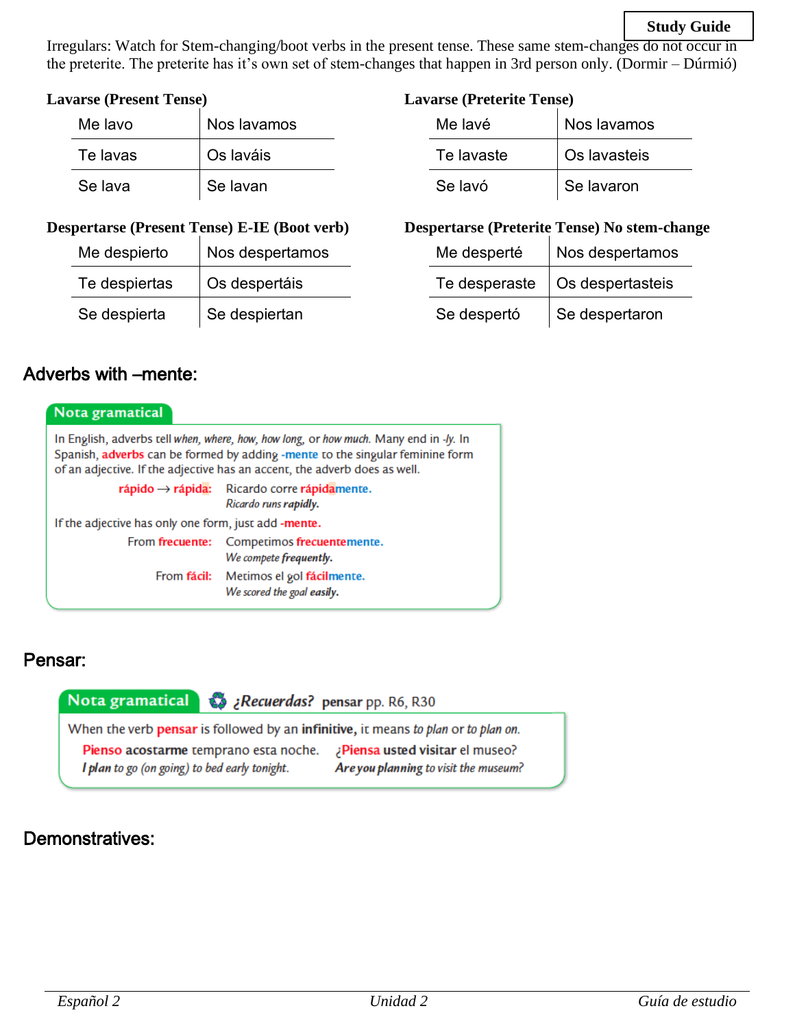**Study Guide**

Irregulars: Watch for Stem-changing/boot verbs in the present tense. These same stem-changes do not occur in the preterite. The preterite has it's own set of stem-changes that happen in 3rd person only. (Dormir – Dúrmió)

**Lavarse (Present Tense)**

| Me lavo | Nos lavamos |
|---|---|
| Te lavas | Os laváis |
| Se lava | Se lavan |

**Lavarse (Preterite Tense)**

| Me lavé | Nos lavamos |
|---|---|
| Te lavaste | Os lavasteis |
| Se lavó | Se lavaron |

**Despertarse (Present Tense) E-IE (Boot verb)**

| Me despierto | Nos despertamos |
|---|---|
| Te despiertas | Os despertáis |
| Se despierta | Se despiertan |

**Despertarse (Preterite Tense) No stem-change**

| Me desperté | Nos despertamos |
|---|---|
| Te desperaste | Os despertasteis |
| Se despertó | Se despertaron |

## Adverbs with –mente:

**Nota gramatical**

In English, adverbs tell *when, where, how, how long,* or *how much.* Many end in *-ly.* In Spanish, **adverbs** can be formed by adding **-mente** to the singular feminine form of an adjective. If the adjective has an accent, the adverb does as well.

**rápido** → **rápida:** Ricardo corre **rápidamente.**
*Ricardo runs* ***rapidly.***

If the adjective has only one form, just add **-mente.**

From **frecuente:** Competimos **frecuentemente.**
*We compete* ***frequently.***

From **fácil:** Metimos el gol **fácilmente.**
*We scored the goal* ***easily.***

## Pensar:

**Nota gramatical** ¿Recuerdas? **pensar** pp. R6, R30

When the verb **pensar** is followed by an **infinitive,** it means *to plan* or *to plan on.*

**Pienso acostarme** temprano esta noche.
***I plan*** *to go (on going) to bed early tonight.*

¿**Piensa** usted **visitar** el museo?
***Are you planning*** *to visit the museum?*

## Demonstratives: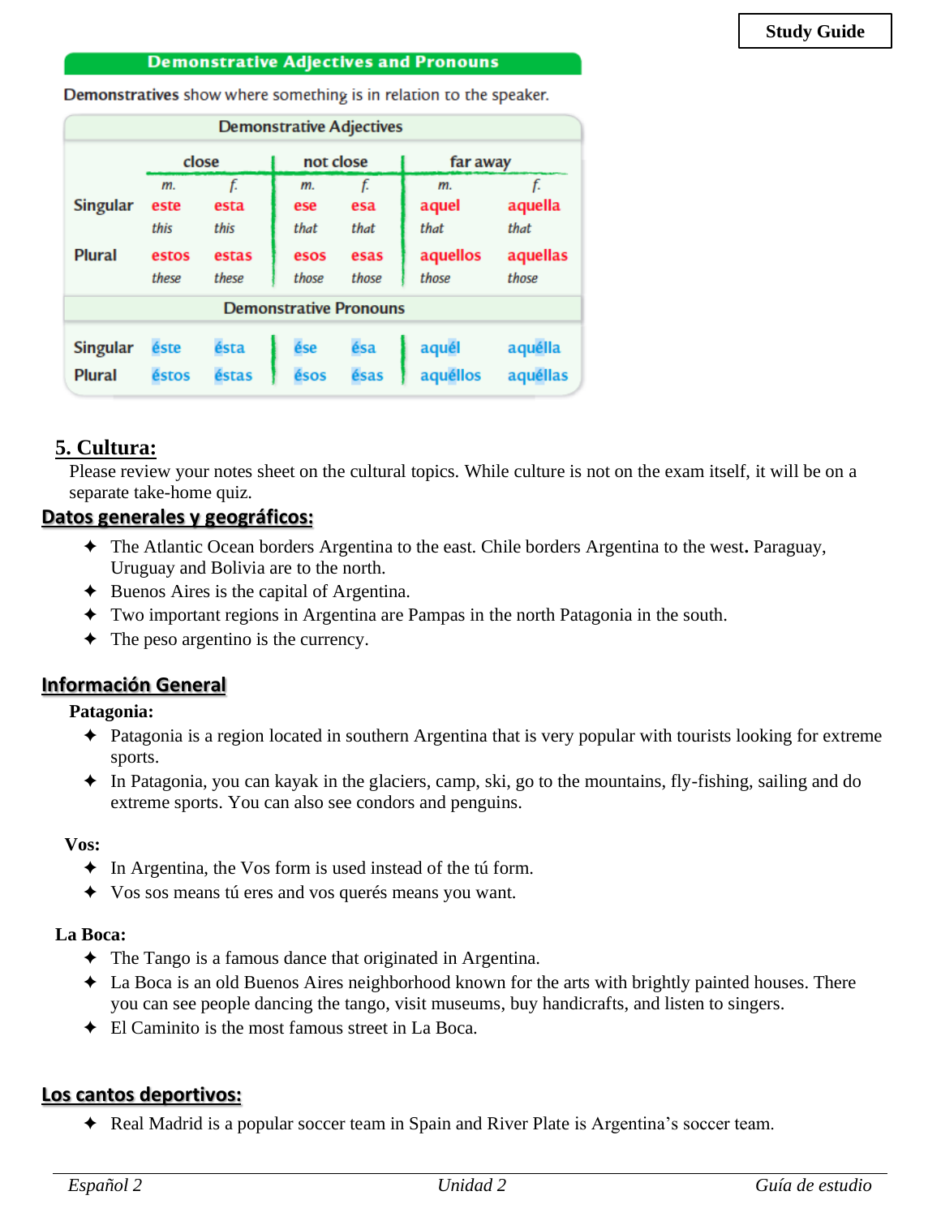Study Guide

## Demonstrative Adjectives and Pronouns

**Demonstratives** show where something is in relation to the speaker.

| Demonstrative Adjectives | close | | not close | | far away | |
|---|---|---|---|---|---|---|
| | *m.* | *f.* | *m.* | *f.* | *m.* | *f.* |
| **Singular** | este<br>*this* | esta<br>*this* | ese<br>*that* | esa<br>*that* | aquel<br>*that* | aquella<br>*that* |
| **Plural** | estos<br>*these* | estas<br>*these* | esos<br>*those* | esas<br>*those* | aquellos<br>*those* | aquellas<br>*those* |

| Demonstrative Pronouns | | | | | | |
|---|---|---|---|---|---|---|
| **Singular** | éste | ésta | ése | ésa | aquél | aquélla |
| **Plural** | éstos | éstas | ésos | ésas | aquéllos | aquéllas |

## 5. Cultura:

Please review your notes sheet on the cultural topics. While culture is not on the exam itself, it will be on a separate take-home quiz.

### Datos generales y geográficos:

- The Atlantic Ocean borders Argentina to the east. Chile borders Argentina to the west**.** Paraguay, Uruguay and Bolivia are to the north.
- Buenos Aires is the capital of Argentina.
- Two important regions in Argentina are Pampas in the north Patagonia in the south.
- The peso argentino is the currency.

### Información General

**Patagonia:**

- Patagonia is a region located in southern Argentina that is very popular with tourists looking for extreme sports.
- In Patagonia, you can kayak in the glaciers, camp, ski, go to the mountains, fly-fishing, sailing and do extreme sports. You can also see condors and penguins.

**Vos:**

- In Argentina, the Vos form is used instead of the tú form.
- Vos sos means tú eres and vos querés means you want.

**La Boca:**

- The Tango is a famous dance that originated in Argentina.
- La Boca is an old Buenos Aires neighborhood known for the arts with brightly painted houses. There you can see people dancing the tango, visit museums, buy handicrafts, and listen to singers.
- El Caminito is the most famous street in La Boca.

### Los cantos deportivos:

- Real Madrid is a popular soccer team in Spain and River Plate is Argentina's soccer team.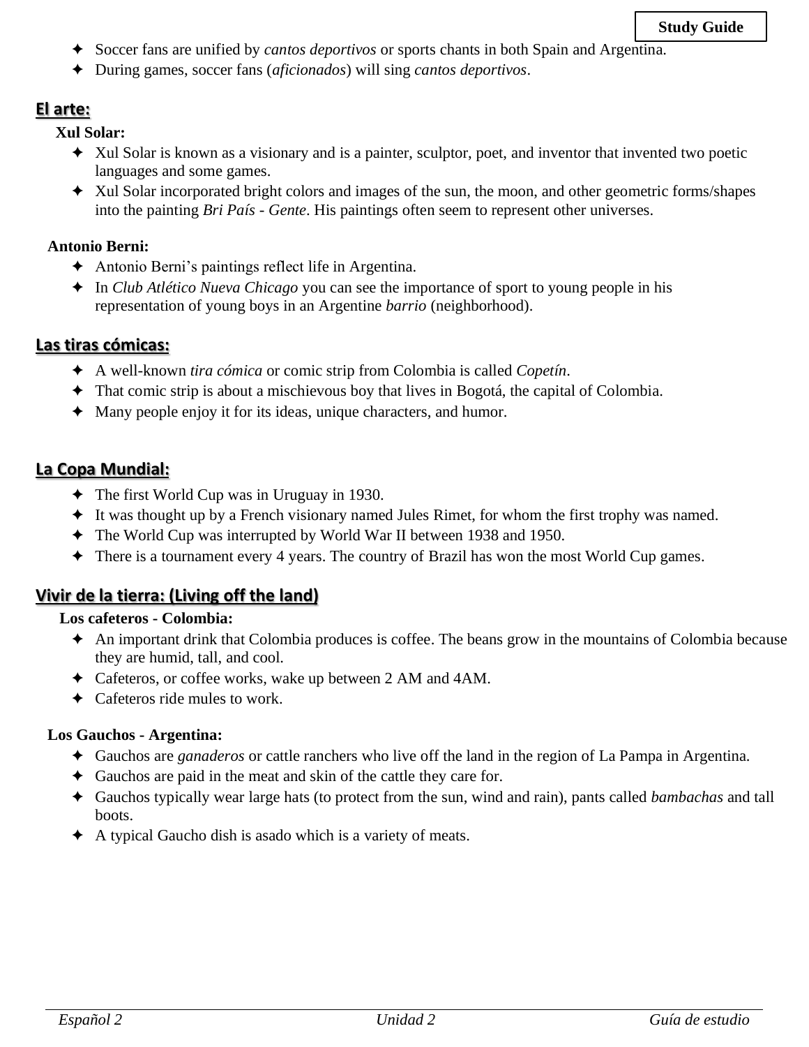- Soccer fans are unified by *cantos deportivos* or sports chants in both Spain and Argentina.
- During games, soccer fans (*aficionados*) will sing *cantos deportivos*.

## El arte:

**Xul Solar:**

- Xul Solar is known as a visionary and is a painter, sculptor, poet, and inventor that invented two poetic languages and some games.
- Xul Solar incorporated bright colors and images of the sun, the moon, and other geometric forms/shapes into the painting *Bri País - Gente*. His paintings often seem to represent other universes.

**Antonio Berni:**

- Antonio Berni's paintings reflect life in Argentina.
- In *Club Atlético Nueva Chicago* you can see the importance of sport to young people in his representation of young boys in an Argentine *barrio* (neighborhood).

## Las tiras cómicas:

- A well-known *tira cómica* or comic strip from Colombia is called *Copetín*.
- That comic strip is about a mischievous boy that lives in Bogotá, the capital of Colombia.
- Many people enjoy it for its ideas, unique characters, and humor.

## La Copa Mundial:

- The first World Cup was in Uruguay in 1930.
- It was thought up by a French visionary named Jules Rimet, for whom the first trophy was named.
- The World Cup was interrupted by World War II between 1938 and 1950.
- There is a tournament every 4 years. The country of Brazil has won the most World Cup games.

## Vivir de la tierra: (Living off the land)

**Los cafeteros - Colombia:**

- An important drink that Colombia produces is coffee. The beans grow in the mountains of Colombia because they are humid, tall, and cool.
- Cafeteros, or coffee works, wake up between 2 AM and 4AM.
- Cafeteros ride mules to work.

**Los Gauchos - Argentina:**

- Gauchos are *ganaderos* or cattle ranchers who live off the land in the region of La Pampa in Argentina.
- Gauchos are paid in the meat and skin of the cattle they care for.
- Gauchos typically wear large hats (to protect from the sun, wind and rain), pants called *bambachas* and tall boots.
- A typical Gaucho dish is asado which is a variety of meats.